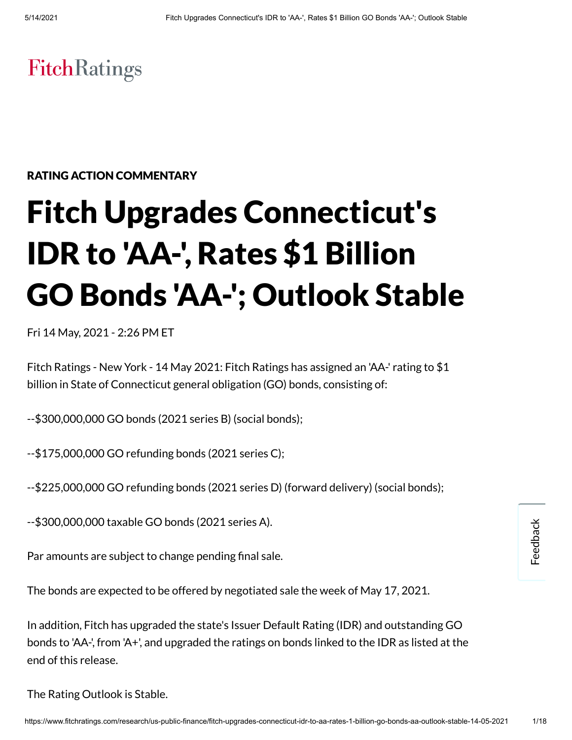FitchRatings

RATING ACTION COMMENTARY

# Fitch Upgrades Connecticut's IDR to 'AA-', Rates $1 Billion GO Bonds 'AA-'; Outlook Stable

Fri 14 May, 2021 - 2:26 PM ET

Fitch Ratings - New York - 14 May 2021: Fitch Ratings has assigned an 'AA-' rating to $1 billion in State of Connecticut general obligation (GO) bonds, consisting of:

--$300,000,000 GO bonds (2021 series B) (social bonds);

--$175,000,000 GO refunding bonds (2021 series C);

--$225,000,000 GO refunding bonds (2021 series D) (forward delivery) (social bonds);

--$300,000,000 taxable GO bonds (2021 series A).

Par amounts are subject to change pending final sale.

The bonds are expected to be offered by negotiated sale the week of May 17, 2021.

In addition, Fitch has upgraded the state's Issuer Default Rating (IDR) and outstanding GO bonds to 'AA-', from 'A+', and upgraded the ratings on bonds linked to the IDR as listed at the end of this release.

The Rating Outlook is Stable.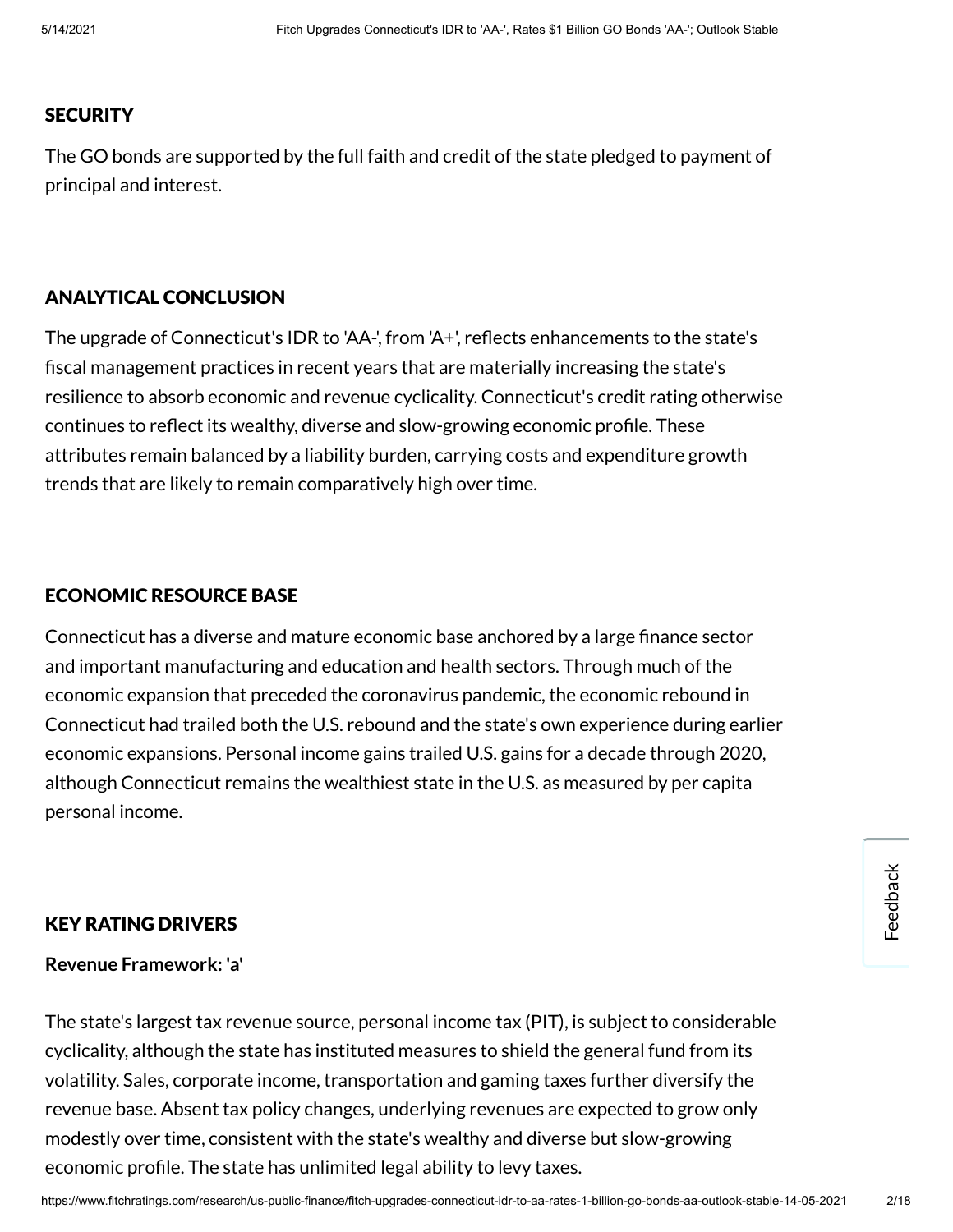## SECURITY

The GO bonds are supported by the full faith and credit of the state pledged to payment of principal and interest.

## ANALYTICAL CONCLUSION

The upgrade of Connecticut's IDR to 'AA-', from 'A+', reflects enhancements to the state's fiscal management practices in recent years that are materially increasing the state's resilience to absorb economic and revenue cyclicality. Connecticut's credit rating otherwise continues to reflect its wealthy, diverse and slow-growing economic profile. These attributes remain balanced by a liability burden, carrying costs and expenditure growth trends that are likely to remain comparatively high over time.

## ECONOMIC RESOURCE BASE

Connecticut has a diverse and mature economic base anchored by a large finance sector and important manufacturing and education and health sectors. Through much of the economic expansion that preceded the coronavirus pandemic, the economic rebound in Connecticut had trailed both the U.S. rebound and the state's own experience during earlier economic expansions. Personal income gains trailed U.S. gains for a decade through 2020, although Connecticut remains the wealthiest state in the U.S. as measured by per capita personal income.

## KEY RATING DRIVERS

**Revenue Framework: 'a'**

The state's largest tax revenue source, personal income tax (PIT), is subject to considerable cyclicality, although the state has instituted measures to shield the general fund from its volatility. Sales, corporate income, transportation and gaming taxes further diversify the revenue base. Absent tax policy changes, underlying revenues are expected to grow only modestly over time, consistent with the state's wealthy and diverse but slow-growing economic profile. The state has unlimited legal ability to levy taxes.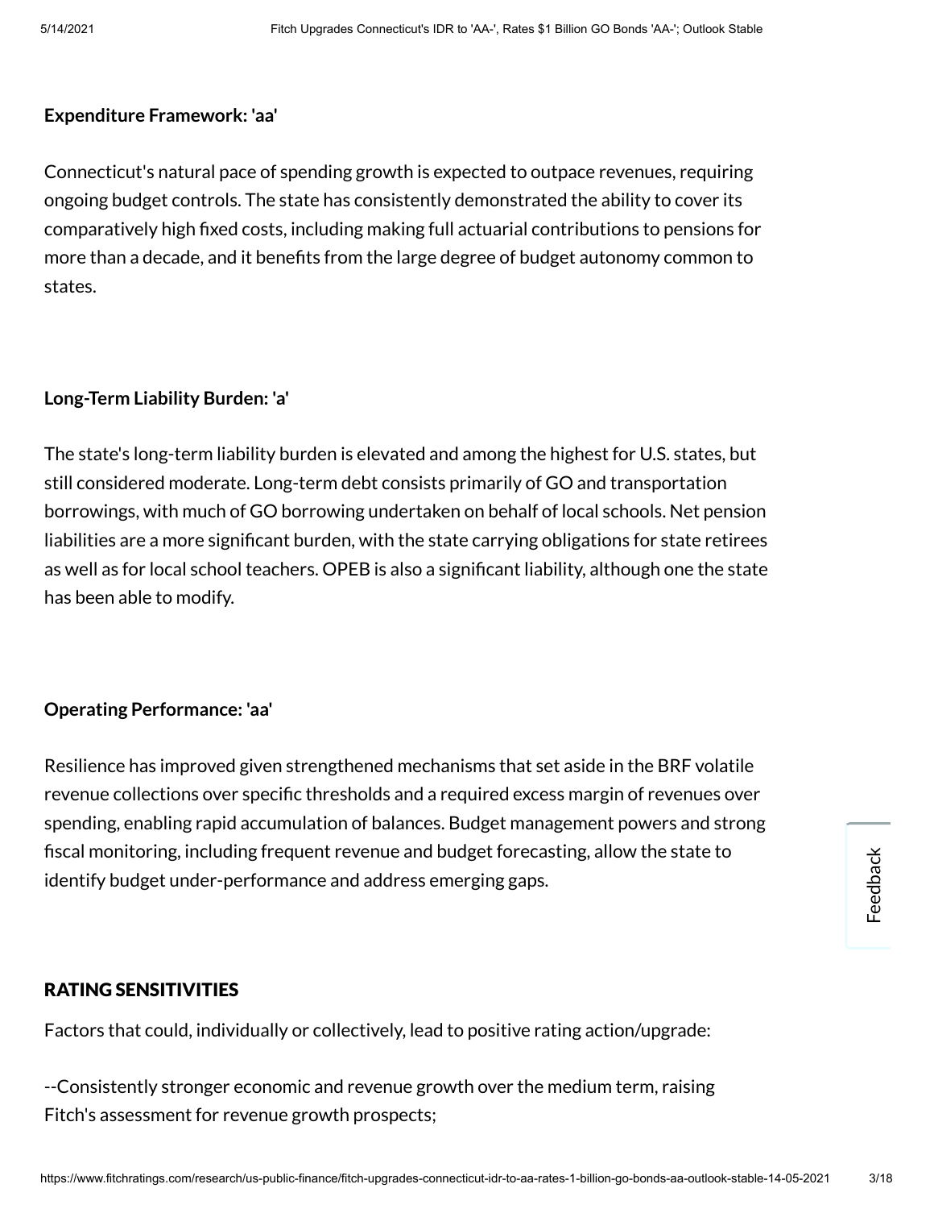**Expenditure Framework: 'aa'**

Connecticut's natural pace of spending growth is expected to outpace revenues, requiring ongoing budget controls. The state has consistently demonstrated the ability to cover its comparatively high fixed costs, including making full actuarial contributions to pensions for more than a decade, and it benefits from the large degree of budget autonomy common to states.

**Long-Term Liability Burden: 'a'**

The state's long-term liability burden is elevated and among the highest for U.S. states, but still considered moderate. Long-term debt consists primarily of GO and transportation borrowings, with much of GO borrowing undertaken on behalf of local schools. Net pension liabilities are a more significant burden, with the state carrying obligations for state retirees as well as for local school teachers. OPEB is also a significant liability, although one the state has been able to modify.

**Operating Performance: 'aa'**

Resilience has improved given strengthened mechanisms that set aside in the BRF volatile revenue collections over specific thresholds and a required excess margin of revenues over spending, enabling rapid accumulation of balances. Budget management powers and strong fiscal monitoring, including frequent revenue and budget forecasting, allow the state to identify budget under-performance and address emerging gaps.

## RATING SENSITIVITIES

Factors that could, individually or collectively, lead to positive rating action/upgrade:

--Consistently stronger economic and revenue growth over the medium term, raising Fitch's assessment for revenue growth prospects;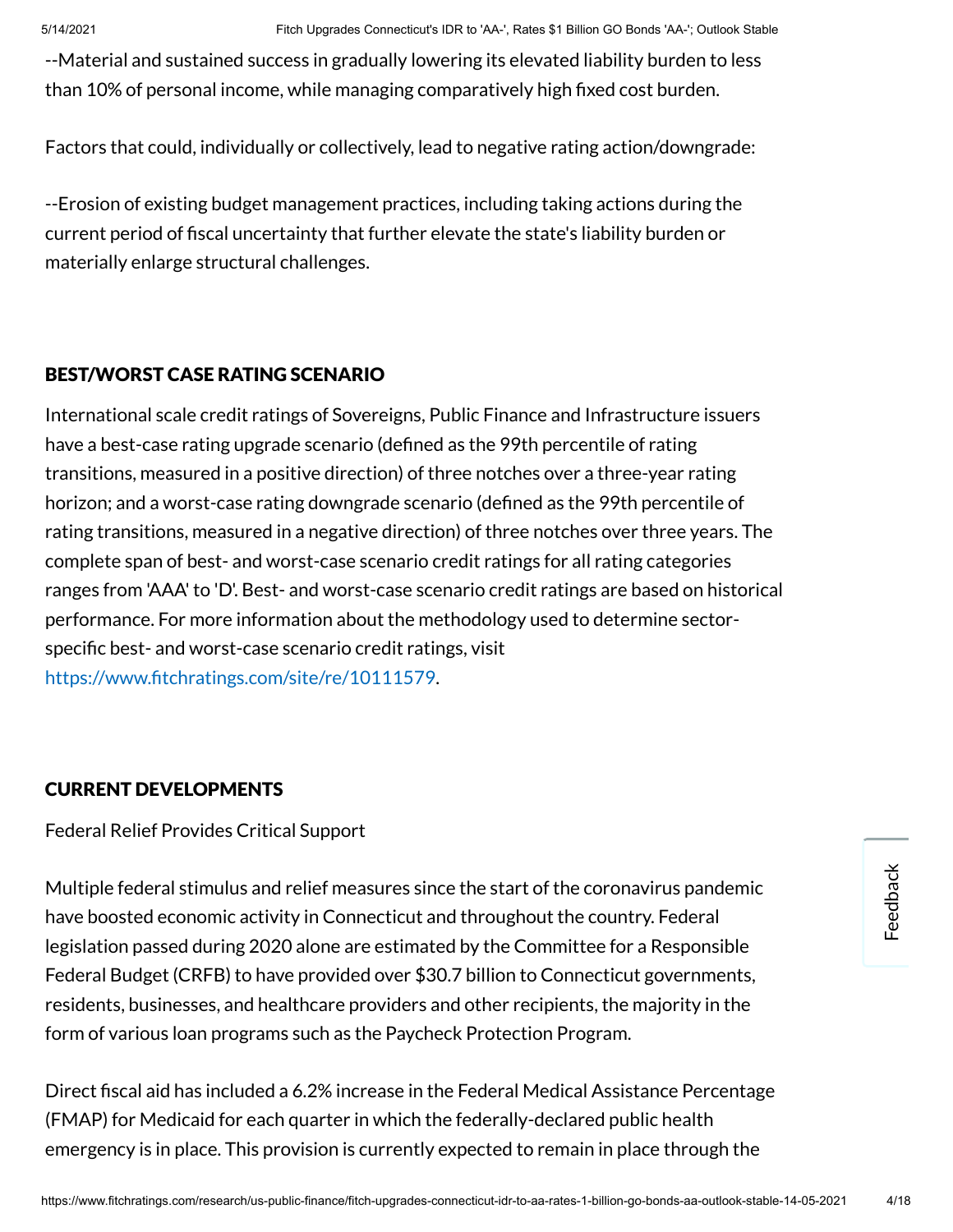--Material and sustained success in gradually lowering its elevated liability burden to less than 10% of personal income, while managing comparatively high fixed cost burden.

Factors that could, individually or collectively, lead to negative rating action/downgrade:

--Erosion of existing budget management practices, including taking actions during the current period of fiscal uncertainty that further elevate the state's liability burden or materially enlarge structural challenges.

## BEST/WORST CASE RATING SCENARIO

International scale credit ratings of Sovereigns, Public Finance and Infrastructure issuers have a best-case rating upgrade scenario (defined as the 99th percentile of rating transitions, measured in a positive direction) of three notches over a three-year rating horizon; and a worst-case rating downgrade scenario (defined as the 99th percentile of rating transitions, measured in a negative direction) of three notches over three years. The complete span of best- and worst-case scenario credit ratings for all rating categories ranges from 'AAA' to 'D'. Best- and worst-case scenario credit ratings are based on historical performance. For more information about the methodology used to determine sector-specific best- and worst-case scenario credit ratings, visit https://www.fitchratings.com/site/re/10111579.

## CURRENT DEVELOPMENTS

Federal Relief Provides Critical Support

Multiple federal stimulus and relief measures since the start of the coronavirus pandemic have boosted economic activity in Connecticut and throughout the country. Federal legislation passed during 2020 alone are estimated by the Committee for a Responsible Federal Budget (CRFB) to have provided over $30.7 billion to Connecticut governments, residents, businesses, and healthcare providers and other recipients, the majority in the form of various loan programs such as the Paycheck Protection Program.

Direct fiscal aid has included a 6.2% increase in the Federal Medical Assistance Percentage (FMAP) for Medicaid for each quarter in which the federally-declared public health emergency is in place. This provision is currently expected to remain in place through the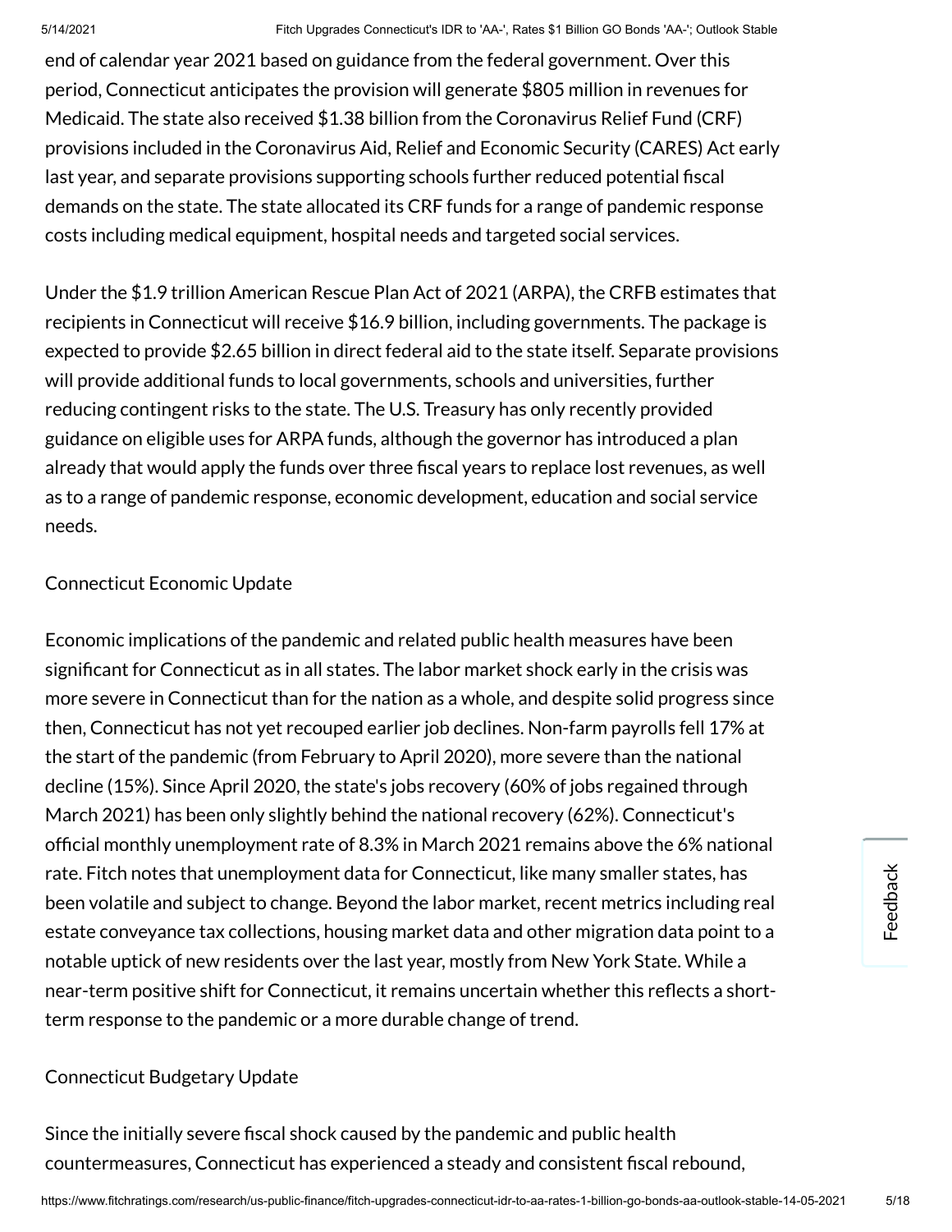end of calendar year 2021 based on guidance from the federal government. Over this period, Connecticut anticipates the provision will generate $805 million in revenues for Medicaid. The state also received $1.38 billion from the Coronavirus Relief Fund (CRF) provisions included in the Coronavirus Aid, Relief and Economic Security (CARES) Act early last year, and separate provisions supporting schools further reduced potential fiscal demands on the state. The state allocated its CRF funds for a range of pandemic response costs including medical equipment, hospital needs and targeted social services.

Under the $1.9 trillion American Rescue Plan Act of 2021 (ARPA), the CRFB estimates that recipients in Connecticut will receive $16.9 billion, including governments. The package is expected to provide $2.65 billion in direct federal aid to the state itself. Separate provisions will provide additional funds to local governments, schools and universities, further reducing contingent risks to the state. The U.S. Treasury has only recently provided guidance on eligible uses for ARPA funds, although the governor has introduced a plan already that would apply the funds over three fiscal years to replace lost revenues, as well as to a range of pandemic response, economic development, education and social service needs.

Connecticut Economic Update

Economic implications of the pandemic and related public health measures have been significant for Connecticut as in all states. The labor market shock early in the crisis was more severe in Connecticut than for the nation as a whole, and despite solid progress since then, Connecticut has not yet recouped earlier job declines. Non-farm payrolls fell 17% at the start of the pandemic (from February to April 2020), more severe than the national decline (15%). Since April 2020, the state's jobs recovery (60% of jobs regained through March 2021) has been only slightly behind the national recovery (62%). Connecticut's official monthly unemployment rate of 8.3% in March 2021 remains above the 6% national rate. Fitch notes that unemployment data for Connecticut, like many smaller states, has been volatile and subject to change. Beyond the labor market, recent metrics including real estate conveyance tax collections, housing market data and other migration data point to a notable uptick of new residents over the last year, mostly from New York State. While a near-term positive shift for Connecticut, it remains uncertain whether this reflects a short-term response to the pandemic or a more durable change of trend.

Connecticut Budgetary Update

Since the initially severe fiscal shock caused by the pandemic and public health countermeasures, Connecticut has experienced a steady and consistent fiscal rebound,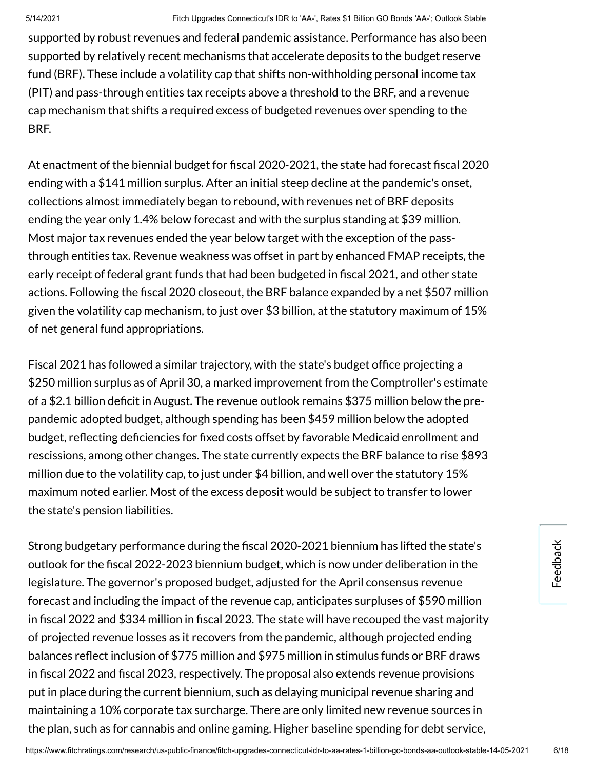supported by robust revenues and federal pandemic assistance. Performance has also been supported by relatively recent mechanisms that accelerate deposits to the budget reserve fund (BRF). These include a volatility cap that shifts non-withholding personal income tax (PIT) and pass-through entities tax receipts above a threshold to the BRF, and a revenue cap mechanism that shifts a required excess of budgeted revenues over spending to the BRF.

At enactment of the biennial budget for fiscal 2020-2021, the state had forecast fiscal 2020 ending with a $141 million surplus. After an initial steep decline at the pandemic's onset, collections almost immediately began to rebound, with revenues net of BRF deposits ending the year only 1.4% below forecast and with the surplus standing at $39 million. Most major tax revenues ended the year below target with the exception of the pass-through entities tax. Revenue weakness was offset in part by enhanced FMAP receipts, the early receipt of federal grant funds that had been budgeted in fiscal 2021, and other state actions. Following the fiscal 2020 closeout, the BRF balance expanded by a net $507 million given the volatility cap mechanism, to just over $3 billion, at the statutory maximum of 15% of net general fund appropriations.

Fiscal 2021 has followed a similar trajectory, with the state's budget office projecting a $250 million surplus as of April 30, a marked improvement from the Comptroller's estimate of a $2.1 billion deficit in August. The revenue outlook remains $375 million below the pre-pandemic adopted budget, although spending has been $459 million below the adopted budget, reflecting deficiencies for fixed costs offset by favorable Medicaid enrollment and rescissions, among other changes. The state currently expects the BRF balance to rise $893 million due to the volatility cap, to just under $4 billion, and well over the statutory 15% maximum noted earlier. Most of the excess deposit would be subject to transfer to lower the state's pension liabilities.

Strong budgetary performance during the fiscal 2020-2021 biennium has lifted the state's outlook for the fiscal 2022-2023 biennium budget, which is now under deliberation in the legislature. The governor's proposed budget, adjusted for the April consensus revenue forecast and including the impact of the revenue cap, anticipates surpluses of $590 million in fiscal 2022 and $334 million in fiscal 2023. The state will have recouped the vast majority of projected revenue losses as it recovers from the pandemic, although projected ending balances reflect inclusion of $775 million and $975 million in stimulus funds or BRF draws in fiscal 2022 and fiscal 2023, respectively. The proposal also extends revenue provisions put in place during the current biennium, such as delaying municipal revenue sharing and maintaining a 10% corporate tax surcharge. There are only limited new revenue sources in the plan, such as for cannabis and online gaming. Higher baseline spending for debt service,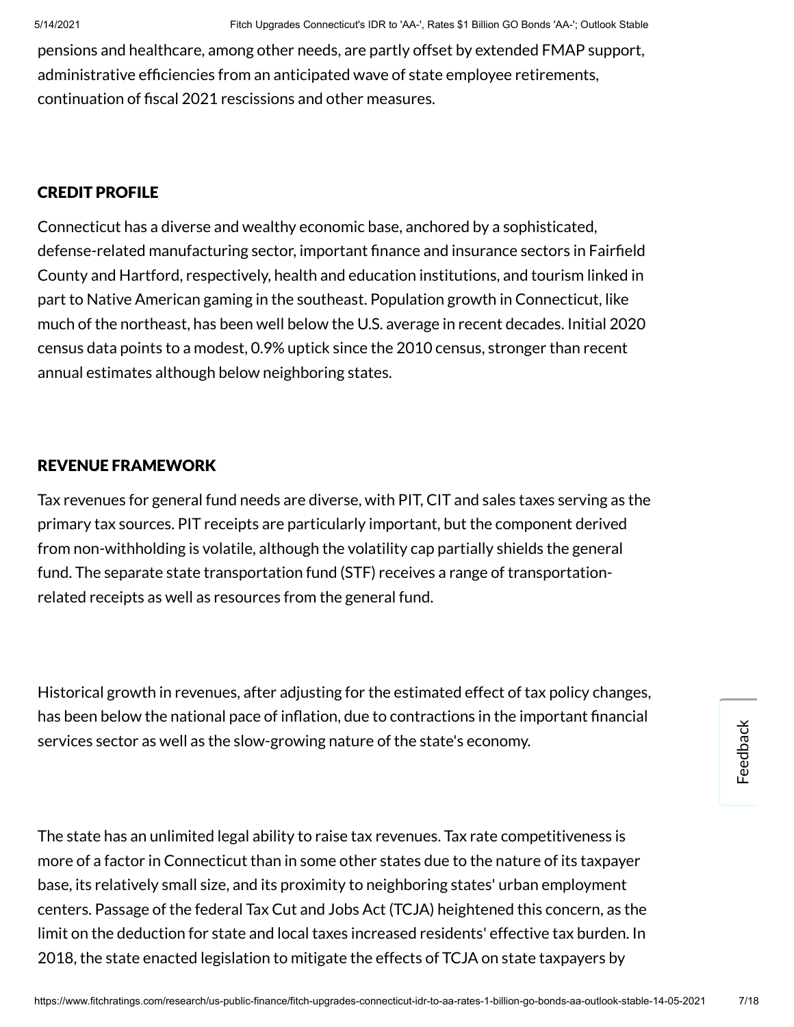pensions and healthcare, among other needs, are partly offset by extended FMAP support, administrative efficiencies from an anticipated wave of state employee retirements, continuation of fiscal 2021 rescissions and other measures.

## CREDIT PROFILE

Connecticut has a diverse and wealthy economic base, anchored by a sophisticated, defense-related manufacturing sector, important finance and insurance sectors in Fairfield County and Hartford, respectively, health and education institutions, and tourism linked in part to Native American gaming in the southeast. Population growth in Connecticut, like much of the northeast, has been well below the U.S. average in recent decades. Initial 2020 census data points to a modest, 0.9% uptick since the 2010 census, stronger than recent annual estimates although below neighboring states.

## REVENUE FRAMEWORK

Tax revenues for general fund needs are diverse, with PIT, CIT and sales taxes serving as the primary tax sources. PIT receipts are particularly important, but the component derived from non-withholding is volatile, although the volatility cap partially shields the general fund. The separate state transportation fund (STF) receives a range of transportation-related receipts as well as resources from the general fund.

Historical growth in revenues, after adjusting for the estimated effect of tax policy changes, has been below the national pace of inflation, due to contractions in the important financial services sector as well as the slow-growing nature of the state's economy.

The state has an unlimited legal ability to raise tax revenues. Tax rate competitiveness is more of a factor in Connecticut than in some other states due to the nature of its taxpayer base, its relatively small size, and its proximity to neighboring states' urban employment centers. Passage of the federal Tax Cut and Jobs Act (TCJA) heightened this concern, as the limit on the deduction for state and local taxes increased residents' effective tax burden. In 2018, the state enacted legislation to mitigate the effects of TCJA on state taxpayers by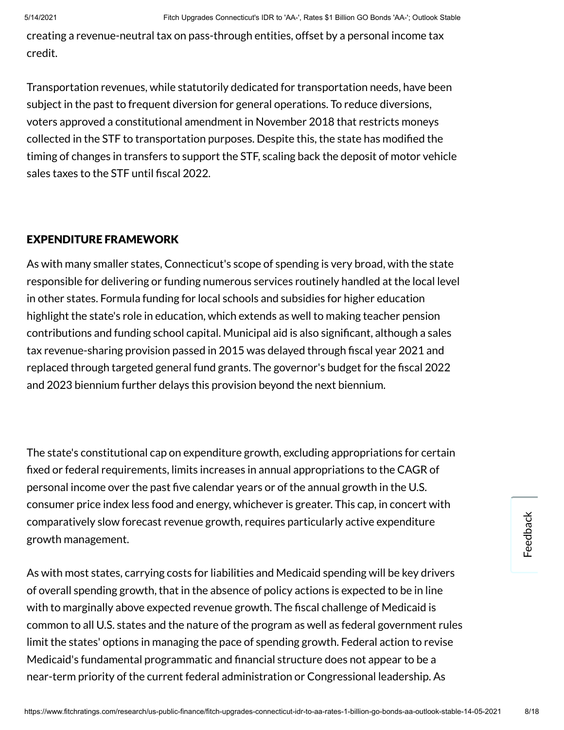creating a revenue-neutral tax on pass-through entities, offset by a personal income tax credit.

Transportation revenues, while statutorily dedicated for transportation needs, have been subject in the past to frequent diversion for general operations. To reduce diversions, voters approved a constitutional amendment in November 2018 that restricts moneys collected in the STF to transportation purposes. Despite this, the state has modified the timing of changes in transfers to support the STF, scaling back the deposit of motor vehicle sales taxes to the STF until fiscal 2022.

## EXPENDITURE FRAMEWORK

As with many smaller states, Connecticut's scope of spending is very broad, with the state responsible for delivering or funding numerous services routinely handled at the local level in other states. Formula funding for local schools and subsidies for higher education highlight the state's role in education, which extends as well to making teacher pension contributions and funding school capital. Municipal aid is also significant, although a sales tax revenue-sharing provision passed in 2015 was delayed through fiscal year 2021 and replaced through targeted general fund grants. The governor's budget for the fiscal 2022 and 2023 biennium further delays this provision beyond the next biennium.

The state's constitutional cap on expenditure growth, excluding appropriations for certain fixed or federal requirements, limits increases in annual appropriations to the CAGR of personal income over the past five calendar years or of the annual growth in the U.S. consumer price index less food and energy, whichever is greater. This cap, in concert with comparatively slow forecast revenue growth, requires particularly active expenditure growth management.

As with most states, carrying costs for liabilities and Medicaid spending will be key drivers of overall spending growth, that in the absence of policy actions is expected to be in line with to marginally above expected revenue growth. The fiscal challenge of Medicaid is common to all U.S. states and the nature of the program as well as federal government rules limit the states' options in managing the pace of spending growth. Federal action to revise Medicaid's fundamental programmatic and financial structure does not appear to be a near-term priority of the current federal administration or Congressional leadership. As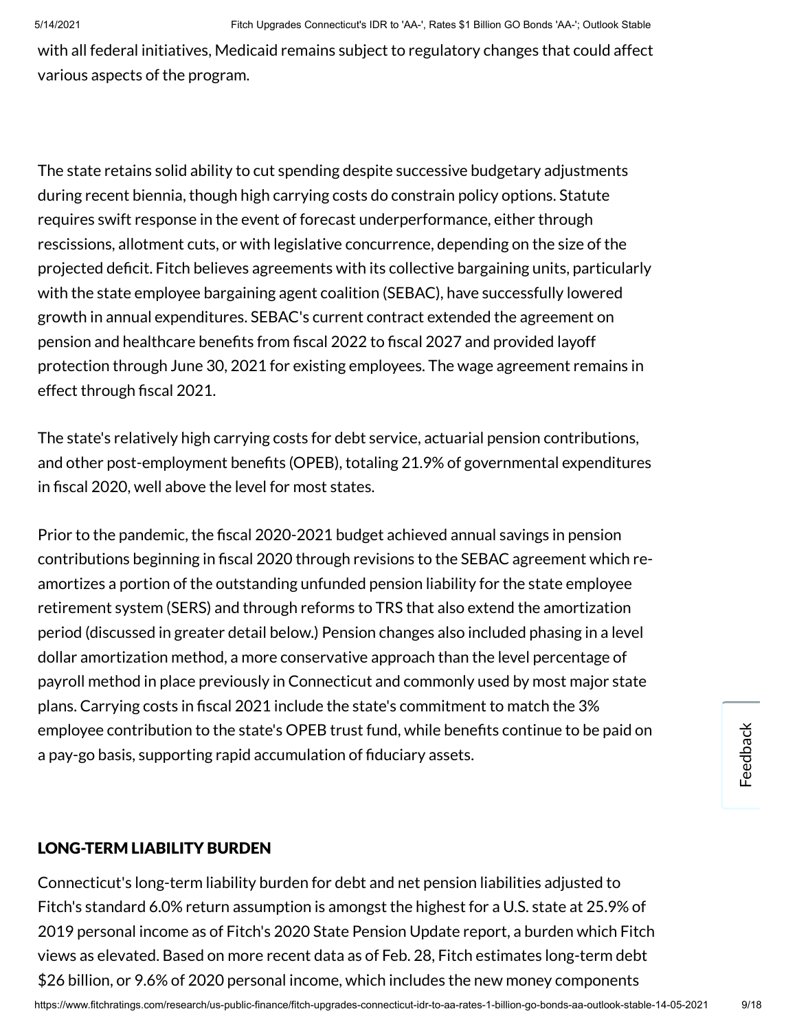with all federal initiatives, Medicaid remains subject to regulatory changes that could affect various aspects of the program.

The state retains solid ability to cut spending despite successive budgetary adjustments during recent biennia, though high carrying costs do constrain policy options. Statute requires swift response in the event of forecast underperformance, either through rescissions, allotment cuts, or with legislative concurrence, depending on the size of the projected deficit. Fitch believes agreements with its collective bargaining units, particularly with the state employee bargaining agent coalition (SEBAC), have successfully lowered growth in annual expenditures. SEBAC's current contract extended the agreement on pension and healthcare benefits from fiscal 2022 to fiscal 2027 and provided layoff protection through June 30, 2021 for existing employees. The wage agreement remains in effect through fiscal 2021.

The state's relatively high carrying costs for debt service, actuarial pension contributions, and other post-employment benefits (OPEB), totaling 21.9% of governmental expenditures in fiscal 2020, well above the level for most states.

Prior to the pandemic, the fiscal 2020-2021 budget achieved annual savings in pension contributions beginning in fiscal 2020 through revisions to the SEBAC agreement which re-amortizes a portion of the outstanding unfunded pension liability for the state employee retirement system (SERS) and through reforms to TRS that also extend the amortization period (discussed in greater detail below.) Pension changes also included phasing in a level dollar amortization method, a more conservative approach than the level percentage of payroll method in place previously in Connecticut and commonly used by most major state plans. Carrying costs in fiscal 2021 include the state's commitment to match the 3% employee contribution to the state's OPEB trust fund, while benefits continue to be paid on a pay-go basis, supporting rapid accumulation of fiduciary assets.

## LONG-TERM LIABILITY BURDEN

Connecticut's long-term liability burden for debt and net pension liabilities adjusted to Fitch's standard 6.0% return assumption is amongst the highest for a U.S. state at 25.9% of 2019 personal income as of Fitch's 2020 State Pension Update report, a burden which Fitch views as elevated. Based on more recent data as of Feb. 28, Fitch estimates long-term debt $26 billion, or 9.6% of 2020 personal income, which includes the new money components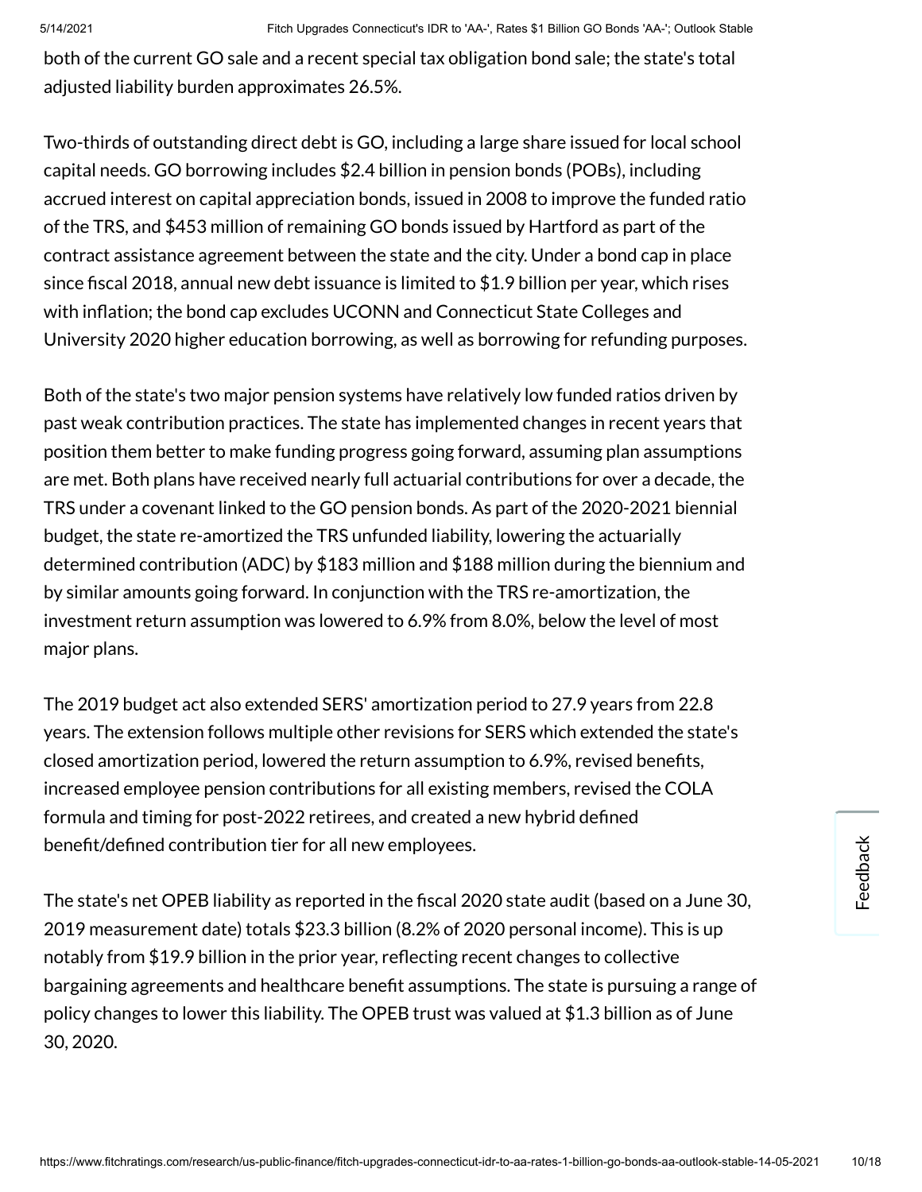both of the current GO sale and a recent special tax obligation bond sale; the state's total adjusted liability burden approximates 26.5%.

Two-thirds of outstanding direct debt is GO, including a large share issued for local school capital needs. GO borrowing includes $2.4 billion in pension bonds (POBs), including accrued interest on capital appreciation bonds, issued in 2008 to improve the funded ratio of the TRS, and $453 million of remaining GO bonds issued by Hartford as part of the contract assistance agreement between the state and the city. Under a bond cap in place since fiscal 2018, annual new debt issuance is limited to $1.9 billion per year, which rises with inflation; the bond cap excludes UCONN and Connecticut State Colleges and University 2020 higher education borrowing, as well as borrowing for refunding purposes.

Both of the state's two major pension systems have relatively low funded ratios driven by past weak contribution practices. The state has implemented changes in recent years that position them better to make funding progress going forward, assuming plan assumptions are met. Both plans have received nearly full actuarial contributions for over a decade, the TRS under a covenant linked to the GO pension bonds. As part of the 2020-2021 biennial budget, the state re-amortized the TRS unfunded liability, lowering the actuarially determined contribution (ADC) by $183 million and $188 million during the biennium and by similar amounts going forward. In conjunction with the TRS re-amortization, the investment return assumption was lowered to 6.9% from 8.0%, below the level of most major plans.

The 2019 budget act also extended SERS' amortization period to 27.9 years from 22.8 years. The extension follows multiple other revisions for SERS which extended the state's closed amortization period, lowered the return assumption to 6.9%, revised benefits, increased employee pension contributions for all existing members, revised the COLA formula and timing for post-2022 retirees, and created a new hybrid defined benefit/defined contribution tier for all new employees.

The state's net OPEB liability as reported in the fiscal 2020 state audit (based on a June 30, 2019 measurement date) totals $23.3 billion (8.2% of 2020 personal income). This is up notably from $19.9 billion in the prior year, reflecting recent changes to collective bargaining agreements and healthcare benefit assumptions. The state is pursuing a range of policy changes to lower this liability. The OPEB trust was valued at $1.3 billion as of June 30, 2020.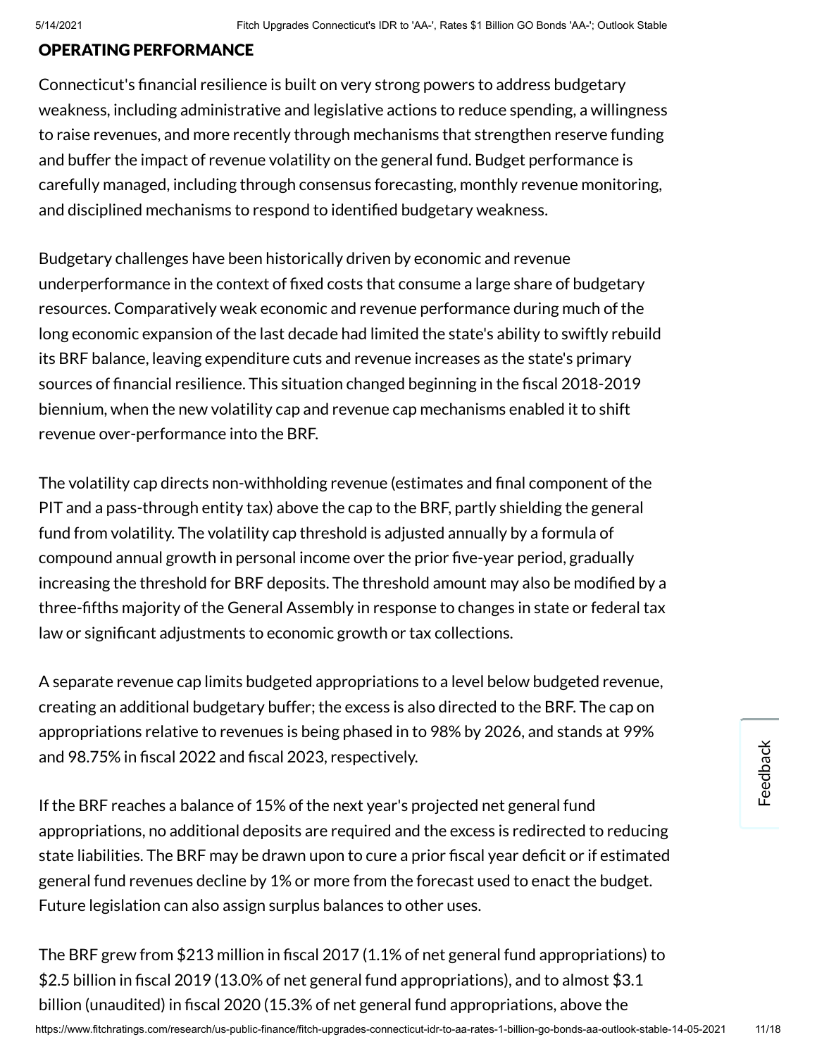## OPERATING PERFORMANCE

Connecticut's financial resilience is built on very strong powers to address budgetary weakness, including administrative and legislative actions to reduce spending, a willingness to raise revenues, and more recently through mechanisms that strengthen reserve funding and buffer the impact of revenue volatility on the general fund. Budget performance is carefully managed, including through consensus forecasting, monthly revenue monitoring, and disciplined mechanisms to respond to identified budgetary weakness.

Budgetary challenges have been historically driven by economic and revenue underperformance in the context of fixed costs that consume a large share of budgetary resources. Comparatively weak economic and revenue performance during much of the long economic expansion of the last decade had limited the state's ability to swiftly rebuild its BRF balance, leaving expenditure cuts and revenue increases as the state's primary sources of financial resilience. This situation changed beginning in the fiscal 2018-2019 biennium, when the new volatility cap and revenue cap mechanisms enabled it to shift revenue over-performance into the BRF.

The volatility cap directs non-withholding revenue (estimates and final component of the PIT and a pass-through entity tax) above the cap to the BRF, partly shielding the general fund from volatility. The volatility cap threshold is adjusted annually by a formula of compound annual growth in personal income over the prior five-year period, gradually increasing the threshold for BRF deposits. The threshold amount may also be modified by a three-fifths majority of the General Assembly in response to changes in state or federal tax law or significant adjustments to economic growth or tax collections.

A separate revenue cap limits budgeted appropriations to a level below budgeted revenue, creating an additional budgetary buffer; the excess is also directed to the BRF. The cap on appropriations relative to revenues is being phased in to 98% by 2026, and stands at 99% and 98.75% in fiscal 2022 and fiscal 2023, respectively.

If the BRF reaches a balance of 15% of the next year's projected net general fund appropriations, no additional deposits are required and the excess is redirected to reducing state liabilities. The BRF may be drawn upon to cure a prior fiscal year deficit or if estimated general fund revenues decline by 1% or more from the forecast used to enact the budget. Future legislation can also assign surplus balances to other uses.

The BRF grew from $213 million in fiscal 2017 (1.1% of net general fund appropriations) to $2.5 billion in fiscal 2019 (13.0% of net general fund appropriations), and to almost $3.1 billion (unaudited) in fiscal 2020 (15.3% of net general fund appropriations, above the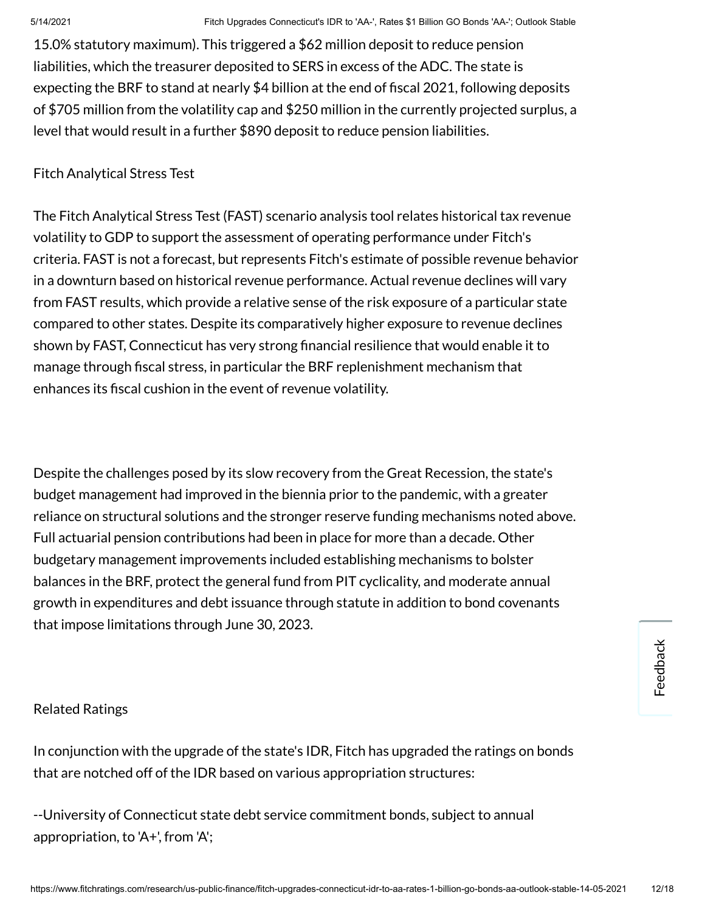15.0% statutory maximum). This triggered a $62 million deposit to reduce pension liabilities, which the treasurer deposited to SERS in excess of the ADC. The state is expecting the BRF to stand at nearly $4 billion at the end of fiscal 2021, following deposits of $705 million from the volatility cap and $250 million in the currently projected surplus, a level that would result in a further $890 deposit to reduce pension liabilities.

Fitch Analytical Stress Test

The Fitch Analytical Stress Test (FAST) scenario analysis tool relates historical tax revenue volatility to GDP to support the assessment of operating performance under Fitch's criteria. FAST is not a forecast, but represents Fitch's estimate of possible revenue behavior in a downturn based on historical revenue performance. Actual revenue declines will vary from FAST results, which provide a relative sense of the risk exposure of a particular state compared to other states. Despite its comparatively higher exposure to revenue declines shown by FAST, Connecticut has very strong financial resilience that would enable it to manage through fiscal stress, in particular the BRF replenishment mechanism that enhances its fiscal cushion in the event of revenue volatility.

Despite the challenges posed by its slow recovery from the Great Recession, the state's budget management had improved in the biennia prior to the pandemic, with a greater reliance on structural solutions and the stronger reserve funding mechanisms noted above. Full actuarial pension contributions had been in place for more than a decade. Other budgetary management improvements included establishing mechanisms to bolster balances in the BRF, protect the general fund from PIT cyclicality, and moderate annual growth in expenditures and debt issuance through statute in addition to bond covenants that impose limitations through June 30, 2023.

Related Ratings

In conjunction with the upgrade of the state's IDR, Fitch has upgraded the ratings on bonds that are notched off of the IDR based on various appropriation structures:

--University of Connecticut state debt service commitment bonds, subject to annual appropriation, to 'A+', from 'A';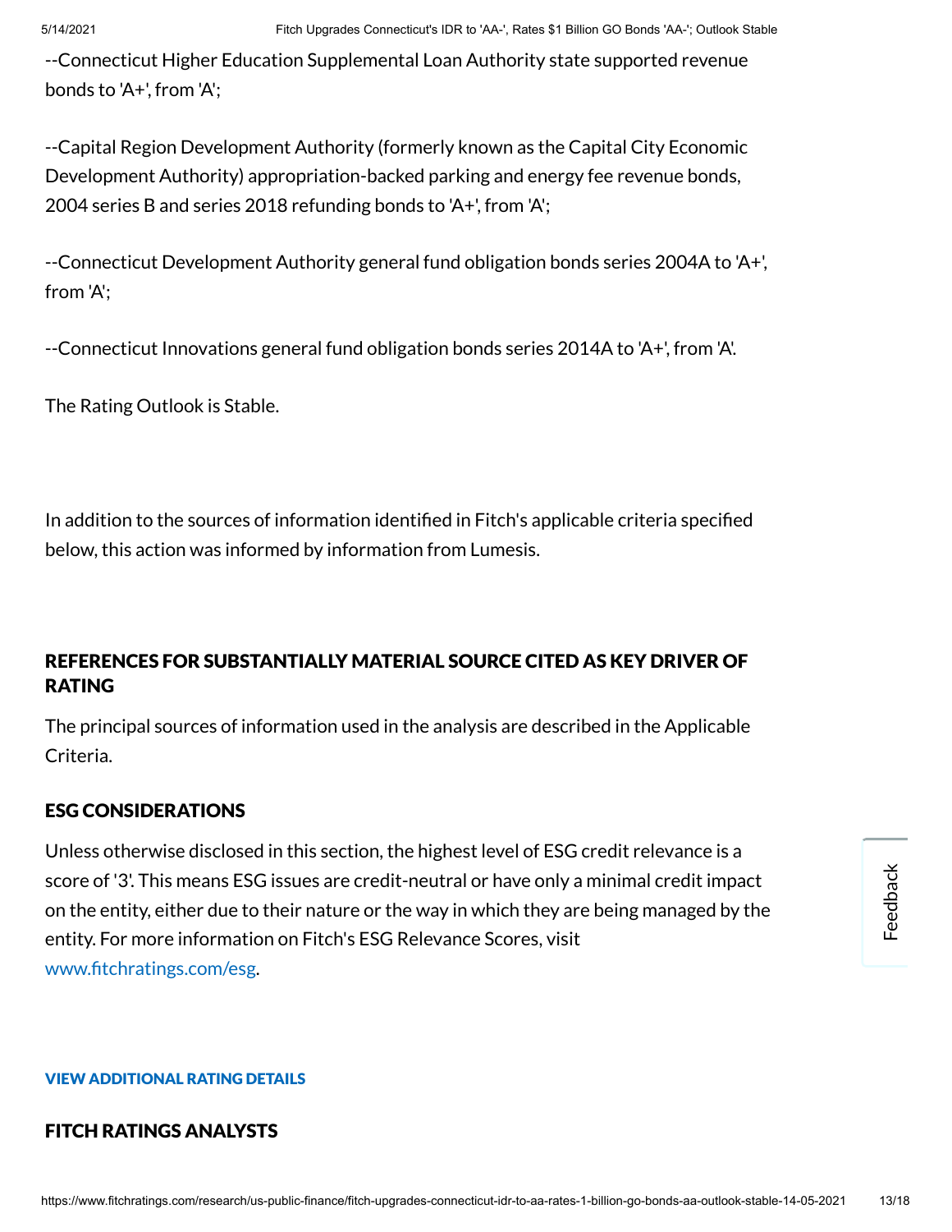--Connecticut Higher Education Supplemental Loan Authority state supported revenue bonds to 'A+', from 'A';

--Capital Region Development Authority (formerly known as the Capital City Economic Development Authority) appropriation-backed parking and energy fee revenue bonds, 2004 series B and series 2018 refunding bonds to 'A+', from 'A';

--Connecticut Development Authority general fund obligation bonds series 2004A to 'A+', from 'A';

--Connecticut Innovations general fund obligation bonds series 2014A to 'A+', from 'A'.

The Rating Outlook is Stable.

In addition to the sources of information identified in Fitch's applicable criteria specified below, this action was informed by information from Lumesis.

## REFERENCES FOR SUBSTANTIALLY MATERIAL SOURCE CITED AS KEY DRIVER OF RATING

The principal sources of information used in the analysis are described in the Applicable Criteria.

## ESG CONSIDERATIONS

Unless otherwise disclosed in this section, the highest level of ESG credit relevance is a score of '3'. This means ESG issues are credit-neutral or have only a minimal credit impact on the entity, either due to their nature or the way in which they are being managed by the entity. For more information on Fitch's ESG Relevance Scores, visit www.fitchratings.com/esg.

**VIEW ADDITIONAL RATING DETAILS**

## FITCH RATINGS ANALYSTS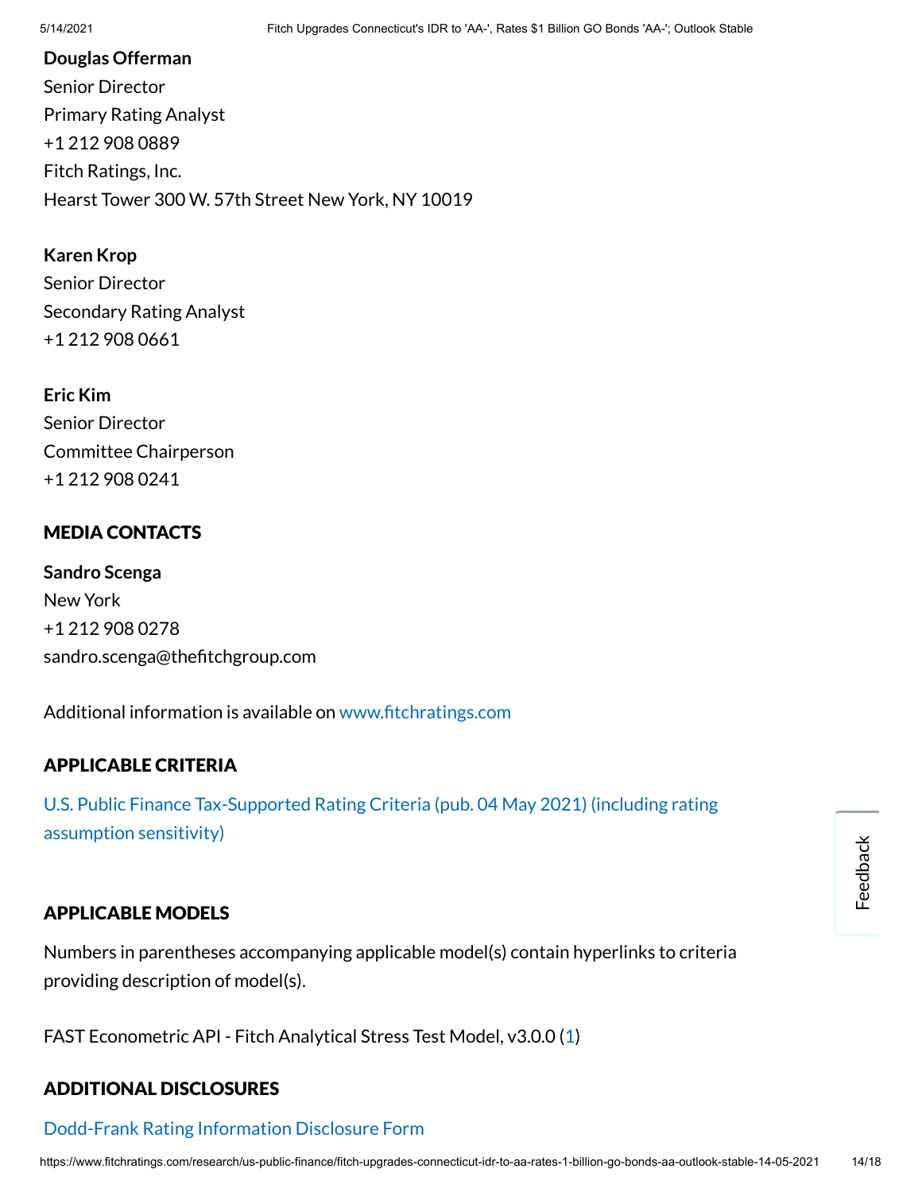**Douglas Offerman**
Senior Director
Primary Rating Analyst
+1 212 908 0889
Fitch Ratings, Inc.
Hearst Tower 300 W. 57th Street New York, NY 10019

**Karen Krop**
Senior Director
Secondary Rating Analyst
+1 212 908 0661

**Eric Kim**
Senior Director
Committee Chairperson
+1 212 908 0241

## MEDIA CONTACTS

**Sandro Scenga**
New York
+1 212 908 0278
sandro.scenga@thefitchgroup.com

Additional information is available on www.fitchratings.com

## APPLICABLE CRITERIA

U.S. Public Finance Tax-Supported Rating Criteria (pub. 04 May 2021) (including rating assumption sensitivity)

## APPLICABLE MODELS

Numbers in parentheses accompanying applicable model(s) contain hyperlinks to criteria providing description of model(s).

FAST Econometric API - Fitch Analytical Stress Test Model, v3.0.0 (1)

## ADDITIONAL DISCLOSURES

Dodd-Frank Rating Information Disclosure Form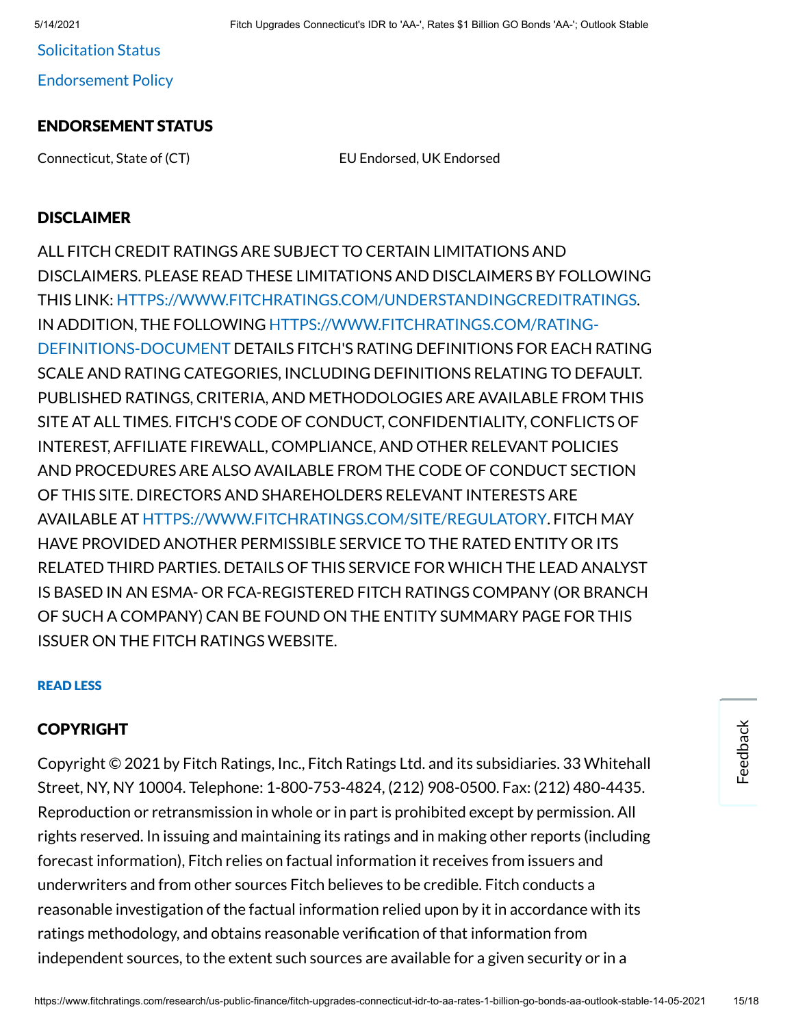Solicitation Status

Endorsement Policy

## ENDORSEMENT STATUS

| | |
|---|---|
| Connecticut, State of (CT) | EU Endorsed, UK Endorsed |

## DISCLAIMER

ALL FITCH CREDIT RATINGS ARE SUBJECT TO CERTAIN LIMITATIONS AND DISCLAIMERS. PLEASE READ THESE LIMITATIONS AND DISCLAIMERS BY FOLLOWING THIS LINK: HTTPS://WWW.FITCHRATINGS.COM/UNDERSTANDINGCREDITRATINGS. IN ADDITION, THE FOLLOWING HTTPS://WWW.FITCHRATINGS.COM/RATING-DEFINITIONS-DOCUMENT DETAILS FITCH'S RATING DEFINITIONS FOR EACH RATING SCALE AND RATING CATEGORIES, INCLUDING DEFINITIONS RELATING TO DEFAULT. PUBLISHED RATINGS, CRITERIA, AND METHODOLOGIES ARE AVAILABLE FROM THIS SITE AT ALL TIMES. FITCH'S CODE OF CONDUCT, CONFIDENTIALITY, CONFLICTS OF INTEREST, AFFILIATE FIREWALL, COMPLIANCE, AND OTHER RELEVANT POLICIES AND PROCEDURES ARE ALSO AVAILABLE FROM THE CODE OF CONDUCT SECTION OF THIS SITE. DIRECTORS AND SHAREHOLDERS RELEVANT INTERESTS ARE AVAILABLE AT HTTPS://WWW.FITCHRATINGS.COM/SITE/REGULATORY. FITCH MAY HAVE PROVIDED ANOTHER PERMISSIBLE SERVICE TO THE RATED ENTITY OR ITS RELATED THIRD PARTIES. DETAILS OF THIS SERVICE FOR WHICH THE LEAD ANALYST IS BASED IN AN ESMA- OR FCA-REGISTERED FITCH RATINGS COMPANY (OR BRANCH OF SUCH A COMPANY) CAN BE FOUND ON THE ENTITY SUMMARY PAGE FOR THIS ISSUER ON THE FITCH RATINGS WEBSITE.

**READ LESS**

## COPYRIGHT

Copyright © 2021 by Fitch Ratings, Inc., Fitch Ratings Ltd. and its subsidiaries. 33 Whitehall Street, NY, NY 10004. Telephone: 1-800-753-4824, (212) 908-0500. Fax: (212) 480-4435. Reproduction or retransmission in whole or in part is prohibited except by permission. All rights reserved. In issuing and maintaining its ratings and in making other reports (including forecast information), Fitch relies on factual information it receives from issuers and underwriters and from other sources Fitch believes to be credible. Fitch conducts a reasonable investigation of the factual information relied upon by it in accordance with its ratings methodology, and obtains reasonable verification of that information from independent sources, to the extent such sources are available for a given security or in a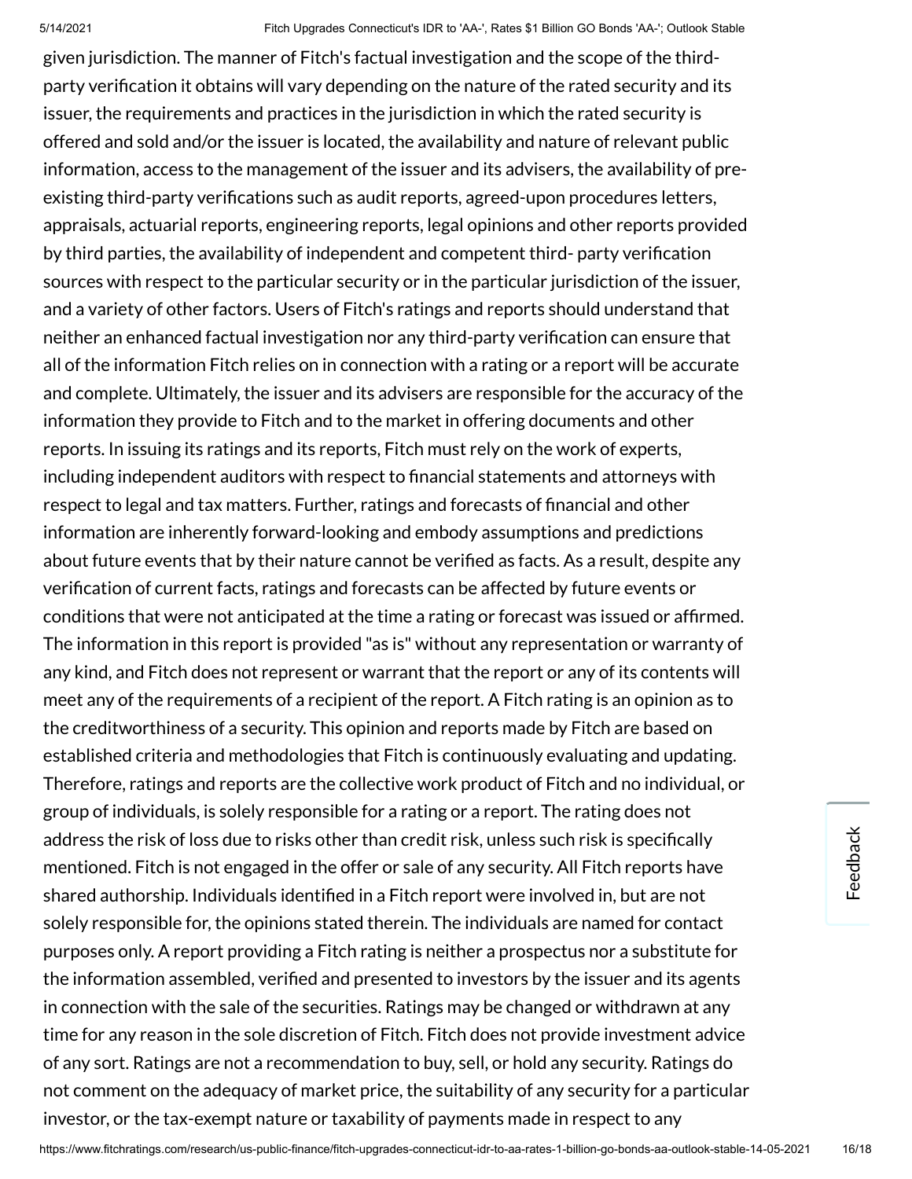given jurisdiction. The manner of Fitch's factual investigation and the scope of the third-party verification it obtains will vary depending on the nature of the rated security and its issuer, the requirements and practices in the jurisdiction in which the rated security is offered and sold and/or the issuer is located, the availability and nature of relevant public information, access to the management of the issuer and its advisers, the availability of pre-existing third-party verifications such as audit reports, agreed-upon procedures letters, appraisals, actuarial reports, engineering reports, legal opinions and other reports provided by third parties, the availability of independent and competent third- party verification sources with respect to the particular security or in the particular jurisdiction of the issuer, and a variety of other factors. Users of Fitch's ratings and reports should understand that neither an enhanced factual investigation nor any third-party verification can ensure that all of the information Fitch relies on in connection with a rating or a report will be accurate and complete. Ultimately, the issuer and its advisers are responsible for the accuracy of the information they provide to Fitch and to the market in offering documents and other reports. In issuing its ratings and its reports, Fitch must rely on the work of experts, including independent auditors with respect to financial statements and attorneys with respect to legal and tax matters. Further, ratings and forecasts of financial and other information are inherently forward-looking and embody assumptions and predictions about future events that by their nature cannot be verified as facts. As a result, despite any verification of current facts, ratings and forecasts can be affected by future events or conditions that were not anticipated at the time a rating or forecast was issued or affirmed. The information in this report is provided "as is" without any representation or warranty of any kind, and Fitch does not represent or warrant that the report or any of its contents will meet any of the requirements of a recipient of the report. A Fitch rating is an opinion as to the creditworthiness of a security. This opinion and reports made by Fitch are based on established criteria and methodologies that Fitch is continuously evaluating and updating. Therefore, ratings and reports are the collective work product of Fitch and no individual, or group of individuals, is solely responsible for a rating or a report. The rating does not address the risk of loss due to risks other than credit risk, unless such risk is specifically mentioned. Fitch is not engaged in the offer or sale of any security. All Fitch reports have shared authorship. Individuals identified in a Fitch report were involved in, but are not solely responsible for, the opinions stated therein. The individuals are named for contact purposes only. A report providing a Fitch rating is neither a prospectus nor a substitute for the information assembled, verified and presented to investors by the issuer and its agents in connection with the sale of the securities. Ratings may be changed or withdrawn at any time for any reason in the sole discretion of Fitch. Fitch does not provide investment advice of any sort. Ratings are not a recommendation to buy, sell, or hold any security. Ratings do not comment on the adequacy of market price, the suitability of any security for a particular investor, or the tax-exempt nature or taxability of payments made in respect to any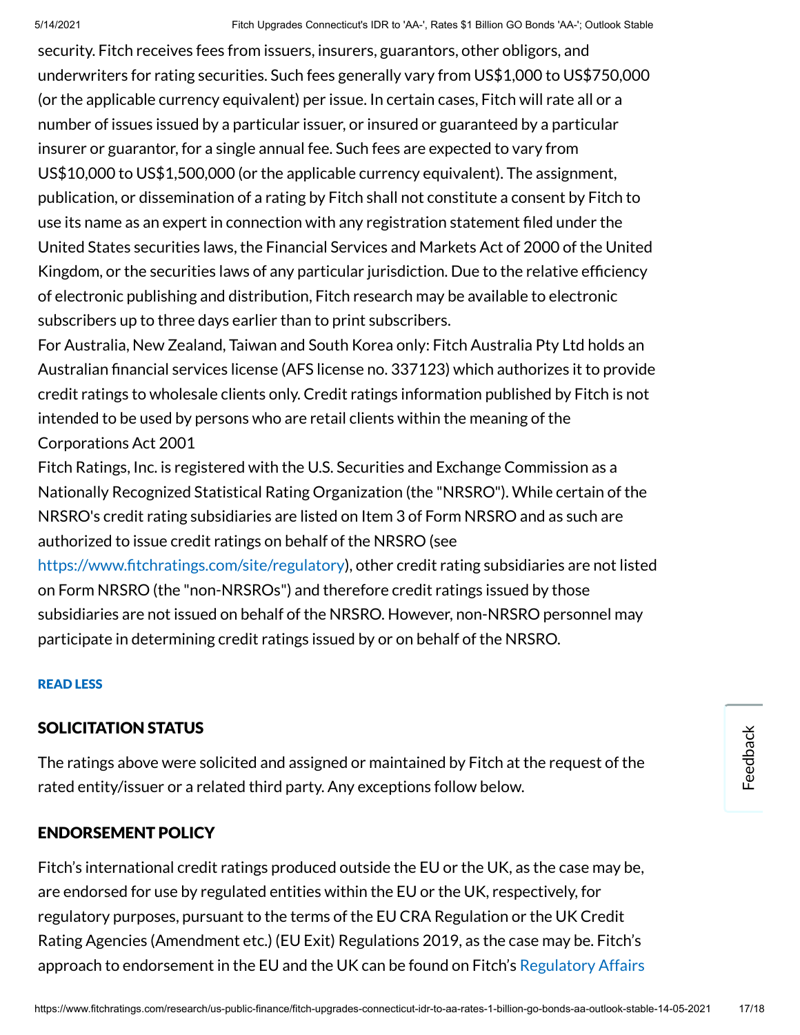security. Fitch receives fees from issuers, insurers, guarantors, other obligors, and underwriters for rating securities. Such fees generally vary from US$1,000 to US$750,000 (or the applicable currency equivalent) per issue. In certain cases, Fitch will rate all or a number of issues issued by a particular issuer, or insured or guaranteed by a particular insurer or guarantor, for a single annual fee. Such fees are expected to vary from US$10,000 to US$1,500,000 (or the applicable currency equivalent). The assignment, publication, or dissemination of a rating by Fitch shall not constitute a consent by Fitch to use its name as an expert in connection with any registration statement filed under the United States securities laws, the Financial Services and Markets Act of 2000 of the United Kingdom, or the securities laws of any particular jurisdiction. Due to the relative efficiency of electronic publishing and distribution, Fitch research may be available to electronic subscribers up to three days earlier than to print subscribers.

For Australia, New Zealand, Taiwan and South Korea only: Fitch Australia Pty Ltd holds an Australian financial services license (AFS license no. 337123) which authorizes it to provide credit ratings to wholesale clients only. Credit ratings information published by Fitch is not intended to be used by persons who are retail clients within the meaning of the Corporations Act 2001

Fitch Ratings, Inc. is registered with the U.S. Securities and Exchange Commission as a Nationally Recognized Statistical Rating Organization (the "NRSRO"). While certain of the NRSRO's credit rating subsidiaries are listed on Item 3 of Form NRSRO and as such are authorized to issue credit ratings on behalf of the NRSRO (see https://www.fitchratings.com/site/regulatory), other credit rating subsidiaries are not listed on Form NRSRO (the "non-NRSROs") and therefore credit ratings issued by those subsidiaries are not issued on behalf of the NRSRO. However, non-NRSRO personnel may participate in determining credit ratings issued by or on behalf of the NRSRO.

READ LESS

## SOLICITATION STATUS

The ratings above were solicited and assigned or maintained by Fitch at the request of the rated entity/issuer or a related third party. Any exceptions follow below.

## ENDORSEMENT POLICY

Fitch's international credit ratings produced outside the EU or the UK, as the case may be, are endorsed for use by regulated entities within the EU or the UK, respectively, for regulatory purposes, pursuant to the terms of the EU CRA Regulation or the UK Credit Rating Agencies (Amendment etc.) (EU Exit) Regulations 2019, as the case may be. Fitch's approach to endorsement in the EU and the UK can be found on Fitch's Regulatory Affairs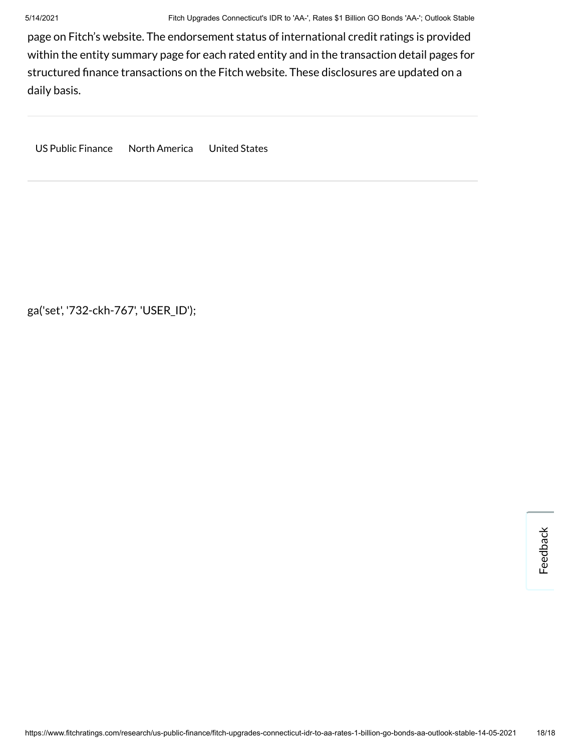page on Fitch's website. The endorsement status of international credit ratings is provided within the entity summary page for each rated entity and in the transaction detail pages for structured finance transactions on the Fitch website. These disclosures are updated on a daily basis.

US Public Finance   North America   United States

ga('set', '732-ckh-767', 'USER_ID');

Feedback